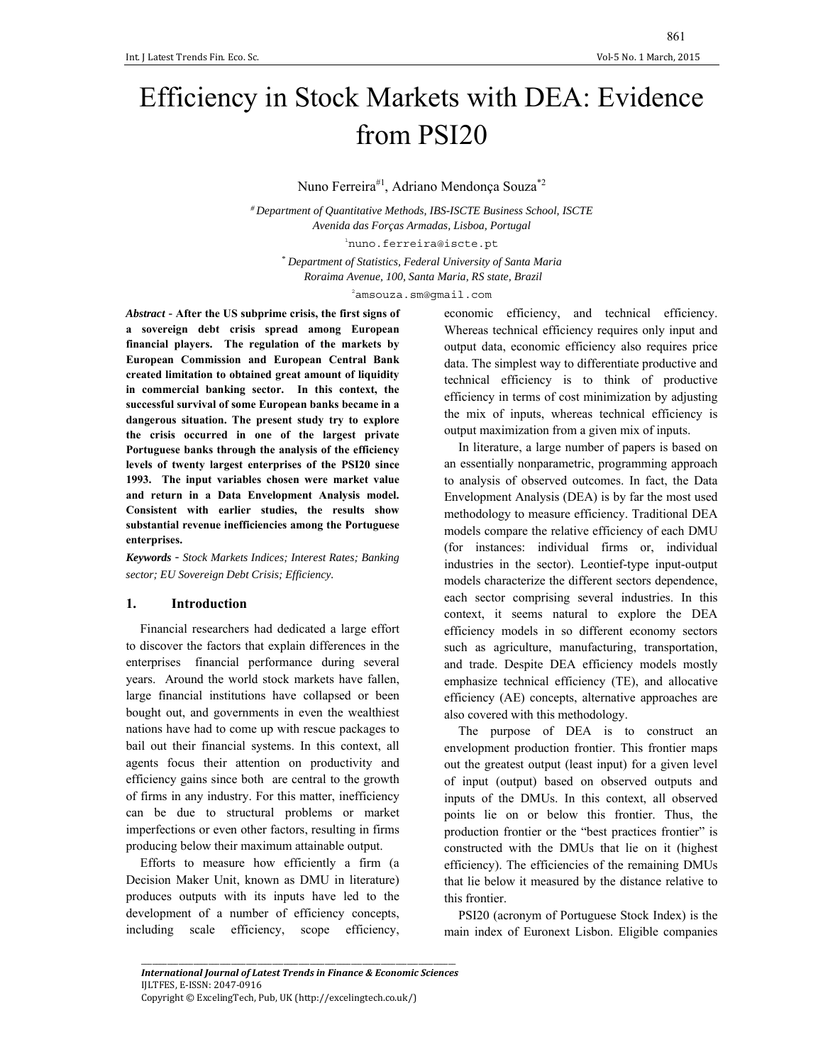# Efficiency in Stock Markets with DEA: Evidence from PSI20

Nuno Ferreira[#1], Adriano Mendonça Souza[*2]

[#] *Department of Quantitative Methods, IBS-ISCTE Business School, ISCTE*
*Avenida das Forças Armadas, Lisboa, Portugal*

[1]nuno.ferreira@iscte.pt

[*] *Department of Statistics, Federal University of Santa Maria*
*Roraima Avenue, 100, Santa Maria, RS state, Brazil*

[2]amsouza.sm@gmail.com

***Abstract* - After the US subprime crisis, the first signs of a sovereign debt crisis spread among European financial players. The regulation of the markets by European Commission and European Central Bank created limitation to obtained great amount of liquidity in commercial banking sector. In this context, the successful survival of some European banks became in a dangerous situation. The present study try to explore the crisis occurred in one of the largest private Portuguese banks through the analysis of the efficiency levels of twenty largest enterprises of the PSI20 since 1993. The input variables chosen were market value and return in a Data Envelopment Analysis model. Consistent with earlier studies, the results show substantial revenue inefficiencies among the Portuguese enterprises.**

***Keywords*** - *Stock Markets Indices; Interest Rates; Banking sector; EU Sovereign Debt Crisis; Efficiency.*

## 1. Introduction

Financial researchers had dedicated a large effort to discover the factors that explain differences in the enterprises financial performance during several years. Around the world stock markets have fallen, large financial institutions have collapsed or been bought out, and governments in even the wealthiest nations have had to come up with rescue packages to bail out their financial systems. In this context, all agents focus their attention on productivity and efficiency gains since both are central to the growth of firms in any industry. For this matter, inefficiency can be due to structural problems or market imperfections or even other factors, resulting in firms producing below their maximum attainable output.

Efforts to measure how efficiently a firm (a Decision Maker Unit, known as DMU in literature) produces outputs with its inputs have led to the development of a number of efficiency concepts, including scale efficiency, scope efficiency, economic efficiency, and technical efficiency. Whereas technical efficiency requires only input and output data, economic efficiency also requires price data. The simplest way to differentiate productive and technical efficiency is to think of productive efficiency in terms of cost minimization by adjusting the mix of inputs, whereas technical efficiency is output maximization from a given mix of inputs.

In literature, a large number of papers is based on an essentially nonparametric, programming approach to analysis of observed outcomes. In fact, the Data Envelopment Analysis (DEA) is by far the most used methodology to measure efficiency. Traditional DEA models compare the relative efficiency of each DMU (for instances: individual firms or, individual industries in the sector). Leontief-type input-output models characterize the different sectors dependence, each sector comprising several industries. In this context, it seems natural to explore the DEA efficiency models in so different economy sectors such as agriculture, manufacturing, transportation, and trade. Despite DEA efficiency models mostly emphasize technical efficiency (TE), and allocative efficiency (AE) concepts, alternative approaches are also covered with this methodology.

The purpose of DEA is to construct an envelopment production frontier. This frontier maps out the greatest output (least input) for a given level of input (output) based on observed outputs and inputs of the DMUs. In this context, all observed points lie on or below this frontier. Thus, the production frontier or the "best practices frontier" is constructed with the DMUs that lie on it (highest efficiency). The efficiencies of the remaining DMUs that lie below it measured by the distance relative to this frontier.

PSI20 (acronym of Portuguese Stock Index) is the main index of Euronext Lisbon. Eligible companies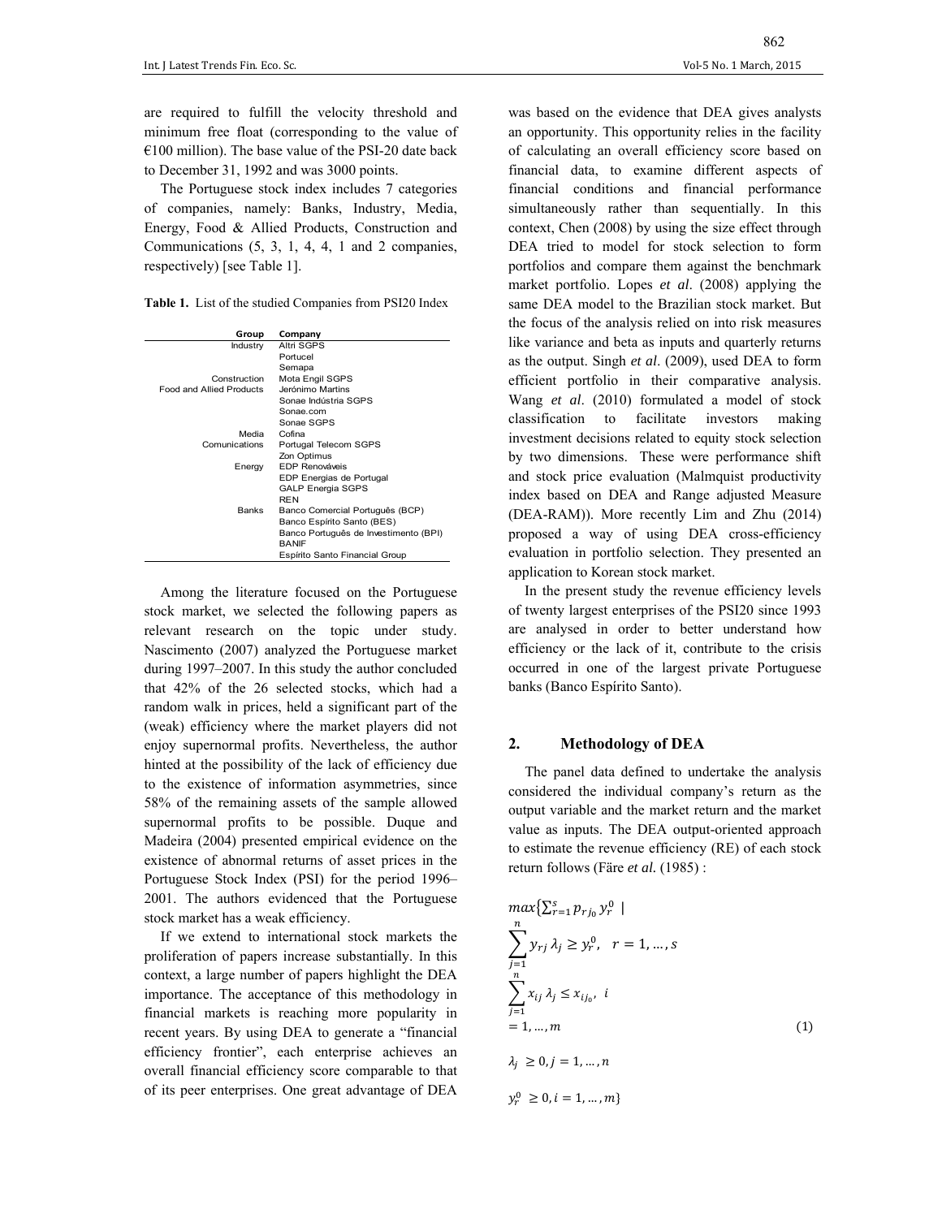are required to fulfill the velocity threshold and minimum free float (corresponding to the value of €100 million). The base value of the PSI-20 date back to December 31, 1992 and was 3000 points.

The Portuguese stock index includes 7 categories of companies, namely: Banks, Industry, Media, Energy, Food & Allied Products, Construction and Communications (5, 3, 1, 4, 4, 1 and 2 companies, respectively) [see Table 1].

**Table 1.** List of the studied Companies from PSI20 Index

| Group | Company |
|---|---|
| Industry | Altri SGPS |
| | Portucel |
| | Semapa |
| Construction | Mota Engil SGPS |
| Food and Allied Products | Jerónimo Martins |
| | Sonae Indústria SGPS |
| | Sonae.com |
| | Sonae SGPS |
| Media | Cofina |
| Comunications | Portugal Telecom SGPS |
| | Zon Optimus |
| Energy | EDP Renováveis |
| | EDP Energias de Portugal |
| | GALP Energia SGPS |
| | REN |
| Banks | Banco Comercial Português (BCP) |
| | Banco Espírito Santo (BES) |
| | Banco Português de Investimento (BPI) |
| | BANIF |
| | Espírito Santo Financial Group |

Among the literature focused on the Portuguese stock market, we selected the following papers as relevant research on the topic under study. Nascimento (2007) analyzed the Portuguese market during 1997–2007. In this study the author concluded that 42% of the 26 selected stocks, which had a random walk in prices, held a significant part of the (weak) efficiency where the market players did not enjoy supernormal profits. Nevertheless, the author hinted at the possibility of the lack of efficiency due to the existence of information asymmetries, since 58% of the remaining assets of the sample allowed supernormal profits to be possible. Duque and Madeira (2004) presented empirical evidence on the existence of abnormal returns of asset prices in the Portuguese Stock Index (PSI) for the period 1996–2001. The authors evidenced that the Portuguese stock market has a weak efficiency.

If we extend to international stock markets the proliferation of papers increase substantially. In this context, a large number of papers highlight the DEA importance. The acceptance of this methodology in financial markets is reaching more popularity in recent years. By using DEA to generate a "financial efficiency frontier", each enterprise achieves an overall financial efficiency score comparable to that of its peer enterprises. One great advantage of DEA was based on the evidence that DEA gives analysts an opportunity. This opportunity relies in the facility of calculating an overall efficiency score based on financial data, to examine different aspects of financial conditions and financial performance simultaneously rather than sequentially. In this context, Chen (2008) by using the size effect through DEA tried to model for stock selection to form portfolios and compare them against the benchmark market portfolio. Lopes *et al*. (2008) applying the same DEA model to the Brazilian stock market. But the focus of the analysis relied on into risk measures like variance and beta as inputs and quarterly returns as the output. Singh *et al*. (2009), used DEA to form efficient portfolio in their comparative analysis. Wang *et al*. (2010) formulated a model of stock classification to facilitate investors making investment decisions related to equity stock selection by two dimensions. These were performance shift and stock price evaluation (Malmquist productivity index based on DEA and Range adjusted Measure (DEA-RAM)). More recently Lim and Zhu (2014) proposed a way of using DEA cross-efficiency evaluation in portfolio selection. They presented an application to Korean stock market.

In the present study the revenue efficiency levels of twenty largest enterprises of the PSI20 since 1993 are analysed in order to better understand how efficiency or the lack of it, contribute to the crisis occurred in one of the largest private Portuguese banks (Banco Espírito Santo).

## 2. Methodology of DEA

The panel data defined to undertake the analysis considered the individual company's return as the output variable and the market return and the market value as inputs. The DEA output-oriented approach to estimate the revenue efficiency (RE) of each stock return follows (Färe *et al.* (1985) :

$$
\begin{aligned}
& max\{\textstyle\sum_{r=1}^{s} p_{rj_0}\, y_r^0 \mid \\
& \sum_{j=1}^{n} y_{rj}\,\lambda_j \geq y_r^0, \quad r = 1, \dots, s \\
& \sum_{j=1}^{n} x_{ij}\,\lambda_j \leq x_{ij_0}, \quad i = 1, \dots, m \qquad (1) \\
& \lambda_j \geq 0, j = 1, \dots, n \\
& y_r^0 \geq 0, i = 1, \dots, m\}
\end{aligned}
$$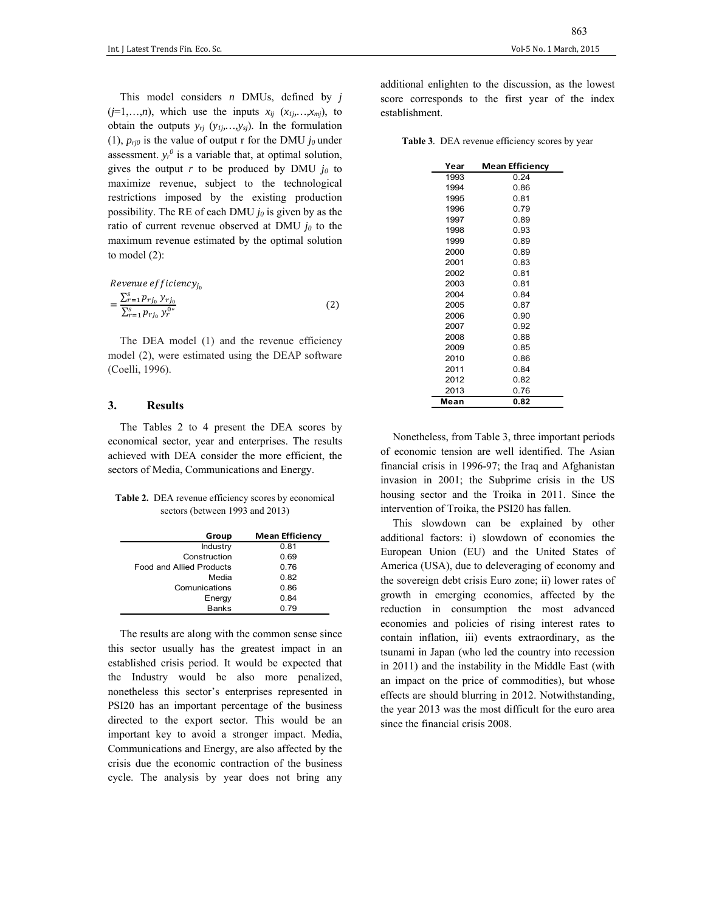This model considers $n$ DMUs, defined by $j$ ($j$=1,…,$n$), which use the inputs $x_{ij}$ ($x_{1j}$,…,$x_{mj}$), to obtain the outputs $y_{rj}$ ($y_{1j}$,…,$y_{sj}$). In the formulation (1), $p_{rj0}$ is the value of output r for the DMU $j_0$ under assessment. $y_r^0$ is a variable that, at optimal solution, gives the output $r$ to be produced by DMU $j_0$ to maximize revenue, subject to the technological restrictions imposed by the existing production possibility. The RE of each DMU $j_0$ is given by as the ratio of current revenue observed at DMU $j_0$ to the maximum revenue estimated by the optimal solution to model (2):

$$Revenue\ efficiency_{j_0} = \frac{\sum_{r=1}^{s} p_{rj_0}\, y_{rj_0}}{\sum_{r=1}^{s} p_{rj_0}\, y_r^{0*}} \tag{2}$$

The DEA model (1) and the revenue efficiency model (2), were estimated using the DEAP software (Coelli, 1996).

## 3. Results

The Tables 2 to 4 present the DEA scores by economical sector, year and enterprises. The results achieved with DEA consider the more efficient, the sectors of Media, Communications and Energy.

**Table 2.** DEA revenue efficiency scores by economical sectors (between 1993 and 2013)

| Group | Mean Efficiency |
|---|---|
| Industry | 0.81 |
| Construction | 0.69 |
| Food and Allied Products | 0.76 |
| Media | 0.82 |
| Comunications | 0.86 |
| Energy | 0.84 |
| Banks | 0.79 |

The results are along with the common sense since this sector usually has the greatest impact in an established crisis period. It would be expected that the Industry would be also more penalized, nonetheless this sector's enterprises represented in PSI20 has an important percentage of the business directed to the export sector. This would be an important key to avoid a stronger impact. Media, Communications and Energy, are also affected by the crisis due the economic contraction of the business cycle. The analysis by year does not bring any additional enlighten to the discussion, as the lowest score corresponds to the first year of the index establishment.

**Table 3**. DEA revenue efficiency scores by year

| Year | Mean Efficiency |
|---|---|
| 1993 | 0.24 |
| 1994 | 0.86 |
| 1995 | 0.81 |
| 1996 | 0.79 |
| 1997 | 0.89 |
| 1998 | 0.93 |
| 1999 | 0.89 |
| 2000 | 0.89 |
| 2001 | 0.83 |
| 2002 | 0.81 |
| 2003 | 0.81 |
| 2004 | 0.84 |
| 2005 | 0.87 |
| 2006 | 0.90 |
| 2007 | 0.92 |
| 2008 | 0.88 |
| 2009 | 0.85 |
| 2010 | 0.86 |
| 2011 | 0.84 |
| 2012 | 0.82 |
| 2013 | 0.76 |
| **Mean** | **0.82** |

Nonetheless, from Table 3, three important periods of economic tension are well identified. The Asian financial crisis in 1996-97; the Iraq and Afghanistan invasion in 2001; the Subprime crisis in the US housing sector and the Troika in 2011. Since the intervention of Troika, the PSI20 has fallen.

This slowdown can be explained by other additional factors: i) slowdown of economies the European Union (EU) and the United States of America (USA), due to deleveraging of economy and the sovereign debt crisis Euro zone; ii) lower rates of growth in emerging economies, affected by the reduction in consumption the most advanced economies and policies of rising interest rates to contain inflation, iii) events extraordinary, as the tsunami in Japan (who led the country into recession in 2011) and the instability in the Middle East (with an impact on the price of commodities), but whose effects are should blurring in 2012. Notwithstanding, the year 2013 was the most difficult for the euro area since the financial crisis 2008.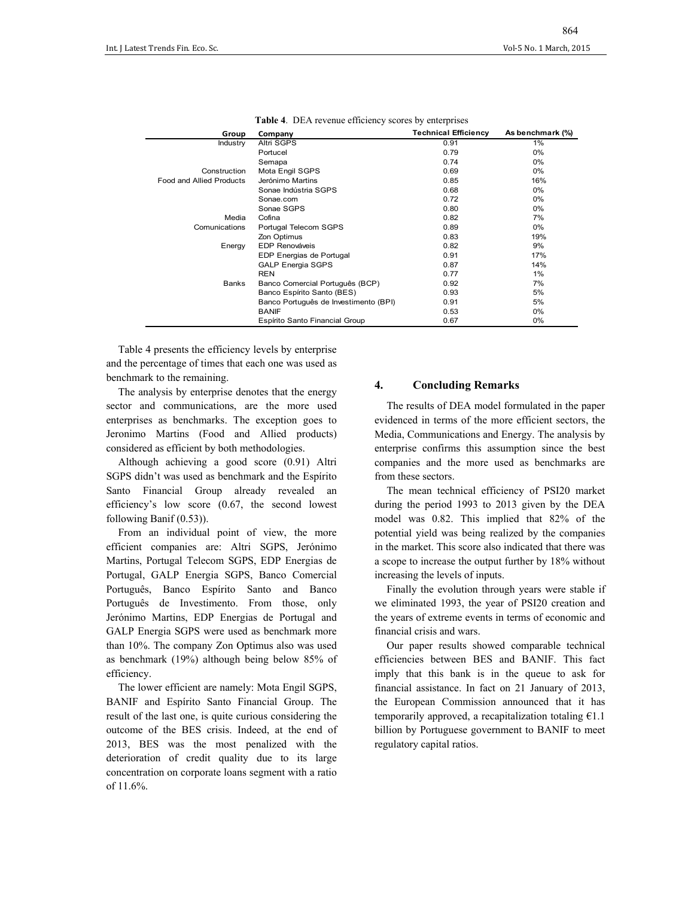**Table 4**. DEA revenue efficiency scores by enterprises

| Group | Company | Technical Efficiency | As benchmark (%) |
|---|---|---|---|
| Industry | Altri SGPS | 0.91 | 1% |
| | Portucel | 0.79 | 0% |
| | Semapa | 0.74 | 0% |
| Construction | Mota Engil SGPS | 0.69 | 0% |
| Food and Allied Products | Jerónimo Martins | 0.85 | 16% |
| | Sonae Indústria SGPS | 0.68 | 0% |
| | Sonae.com | 0.72 | 0% |
| | Sonae SGPS | 0.80 | 0% |
| Media | Cofina | 0.82 | 7% |
| Comunications | Portugal Telecom SGPS | 0.89 | 0% |
| | Zon Optimus | 0.83 | 19% |
| Energy | EDP Renováveis | 0.82 | 9% |
| | EDP Energias de Portugal | 0.91 | 17% |
| | GALP Energia SGPS | 0.87 | 14% |
| | REN | 0.77 | 1% |
| Banks | Banco Comercial Português (BCP) | 0.92 | 7% |
| | Banco Espírito Santo (BES) | 0.93 | 5% |
| | Banco Português de Investimento (BPI) | 0.91 | 5% |
| | BANIF | 0.53 | 0% |
| | Espírito Santo Financial Group | 0.67 | 0% |

Table 4 presents the efficiency levels by enterprise and the percentage of times that each one was used as benchmark to the remaining.

The analysis by enterprise denotes that the energy sector and communications, are the more used enterprises as benchmarks. The exception goes to Jeronimo Martins (Food and Allied products) considered as efficient by both methodologies.

Although achieving a good score (0.91) Altri SGPS didn't was used as benchmark and the Espírito Santo Financial Group already revealed an efficiency's low score (0.67, the second lowest following Banif (0.53)).

From an individual point of view, the more efficient companies are: Altri SGPS, Jerónimo Martins, Portugal Telecom SGPS, EDP Energias de Portugal, GALP Energia SGPS, Banco Comercial Português, Banco Espírito Santo and Banco Português de Investimento. From those, only Jerónimo Martins, EDP Energias de Portugal and GALP Energia SGPS were used as benchmark more than 10%. The company Zon Optimus also was used as benchmark (19%) although being below 85% of efficiency.

The lower efficient are namely: Mota Engil SGPS, BANIF and Espírito Santo Financial Group. The result of the last one, is quite curious considering the outcome of the BES crisis. Indeed, at the end of 2013, BES was the most penalized with the deterioration of credit quality due to its large concentration on corporate loans segment with a ratio of 11.6%.

## 4. Concluding Remarks

The results of DEA model formulated in the paper evidenced in terms of the more efficient sectors, the Media, Communications and Energy. The analysis by enterprise confirms this assumption since the best companies and the more used as benchmarks are from these sectors.

The mean technical efficiency of PSI20 market during the period 1993 to 2013 given by the DEA model was 0.82. This implied that 82% of the potential yield was being realized by the companies in the market. This score also indicated that there was a scope to increase the output further by 18% without increasing the levels of inputs.

Finally the evolution through years were stable if we eliminated 1993, the year of PSI20 creation and the years of extreme events in terms of economic and financial crisis and wars.

Our paper results showed comparable technical efficiencies between BES and BANIF. This fact imply that this bank is in the queue to ask for financial assistance. In fact on 21 January of 2013, the European Commission announced that it has temporarily approved, a recapitalization totaling €1.1 billion by Portuguese government to BANIF to meet regulatory capital ratios.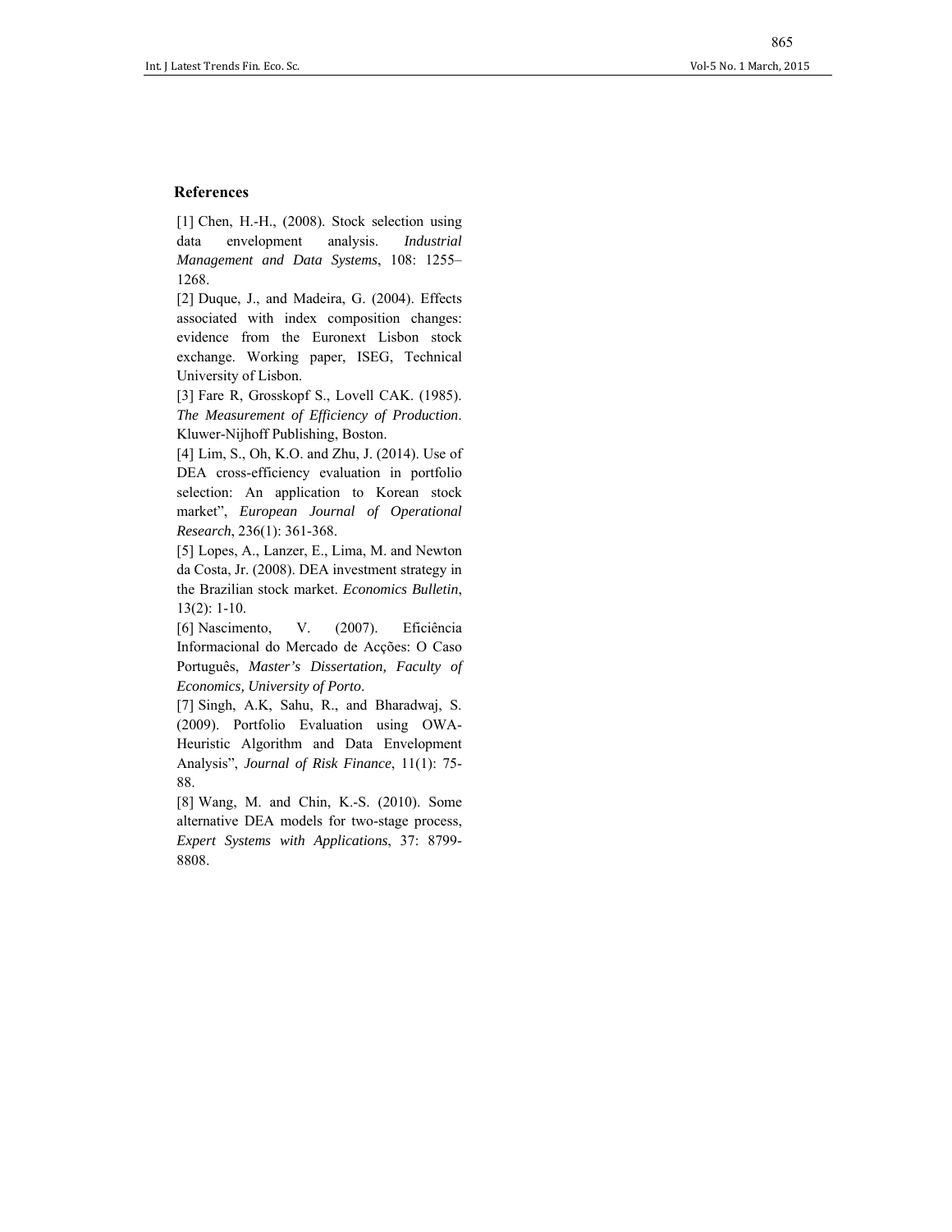## References

[1] Chen, H.-H., (2008). Stock selection using data envelopment analysis. *Industrial Management and Data Systems*, 108: 1255–1268.

[2] Duque, J., and Madeira, G. (2004). Effects associated with index composition changes: evidence from the Euronext Lisbon stock exchange. Working paper, ISEG, Technical University of Lisbon.

[3] Fare R, Grosskopf S., Lovell CAK. (1985). *The Measurement of Efficiency of Production*. Kluwer-Nijhoff Publishing, Boston.

[4] Lim, S., Oh, K.O. and Zhu, J. (2014). Use of DEA cross-efficiency evaluation in portfolio selection: An application to Korean stock market", *European Journal of Operational Research*, 236(1): 361-368.

[5] Lopes, A., Lanzer, E., Lima, M. and Newton da Costa, Jr. (2008). DEA investment strategy in the Brazilian stock market. *Economics Bulletin*, 13(2): 1-10.

[6] Nascimento, V. (2007). Eficiência Informacional do Mercado de Acções: O Caso Português, *Master's Dissertation, Faculty of Economics, University of Porto*.

[7] Singh, A.K, Sahu, R., and Bharadwaj, S. (2009). Portfolio Evaluation using OWA-Heuristic Algorithm and Data Envelopment Analysis", *Journal of Risk Finance*, 11(1): 75-88.

[8] Wang, M. and Chin, K.-S. (2010). Some alternative DEA models for two-stage process, *Expert Systems with Applications*, 37: 8799-8808.